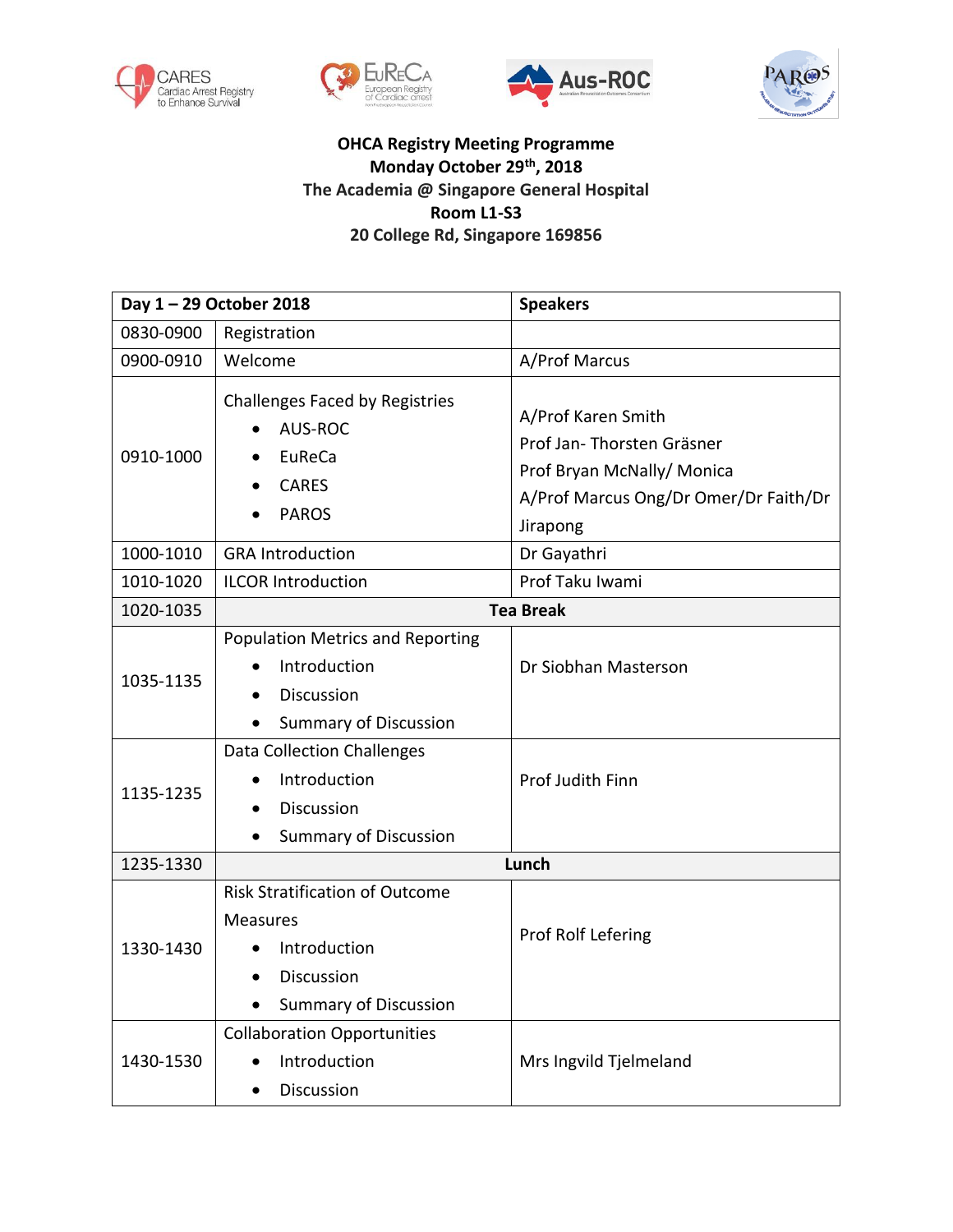**OHCA Registry Meeting Programme**
**Monday October 29th, 2018**
**The Academia @ Singapore General Hospital**
**Room L1-S3**
**20 College Rd, Singapore 169856**

| **Day 1 – 29 October 2018** | | **Speakers** |
|---|---|---|
| 0830-0900 | Registration | |
| 0900-0910 | Welcome | A/Prof Marcus |
| 0910-1000 | Challenges Faced by Registries<br>• AUS-ROC<br>• EuReCa<br>• CARES<br>• PAROS | A/Prof Karen Smith<br>Prof Jan- Thorsten Gräsner<br>Prof Bryan McNally/ Monica<br>A/Prof Marcus Ong/Dr Omer/Dr Faith/Dr Jirapong |
| 1000-1010 | GRA Introduction | Dr Gayathri |
| 1010-1020 | ILCOR Introduction | Prof Taku Iwami |
| 1020-1035 | **Tea Break** | |
| 1035-1135 | Population Metrics and Reporting<br>• Introduction<br>• Discussion<br>• Summary of Discussion | Dr Siobhan Masterson |
| 1135-1235 | Data Collection Challenges<br>• Introduction<br>• Discussion<br>• Summary of Discussion | Prof Judith Finn |
| 1235-1330 | **Lunch** | |
| 1330-1430 | Risk Stratification of Outcome Measures<br>• Introduction<br>• Discussion<br>• Summary of Discussion | Prof Rolf Lefering |
| 1430-1530 | Collaboration Opportunities<br>• Introduction<br>• Discussion | Mrs Ingvild Tjelmeland |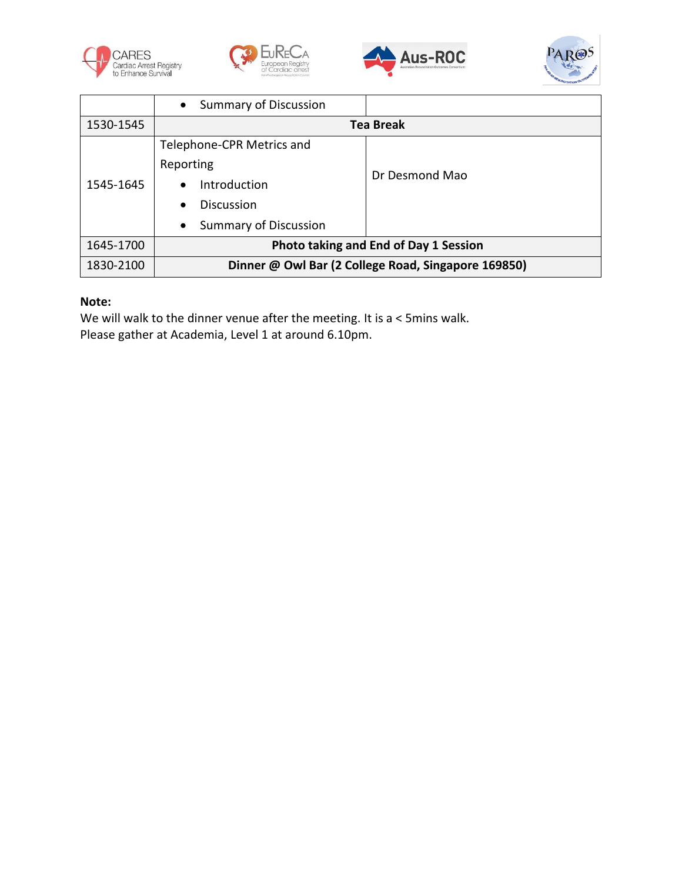| | | |
|---|---|---|
| | • Summary of Discussion | |
| 1530-1545 | **Tea Break** | |
| 1545-1645 | Telephone-CPR Metrics and Reporting<br>• Introduction<br>• Discussion<br>• Summary of Discussion | Dr Desmond Mao |
| 1645-1700 | **Photo taking and End of Day 1 Session** | |
| 1830-2100 | **Dinner @ Owl Bar (2 College Road, Singapore 169850)** | |

**Note:**
We will walk to the dinner venue after the meeting. It is a < 5mins walk.
Please gather at Academia, Level 1 at around 6.10pm.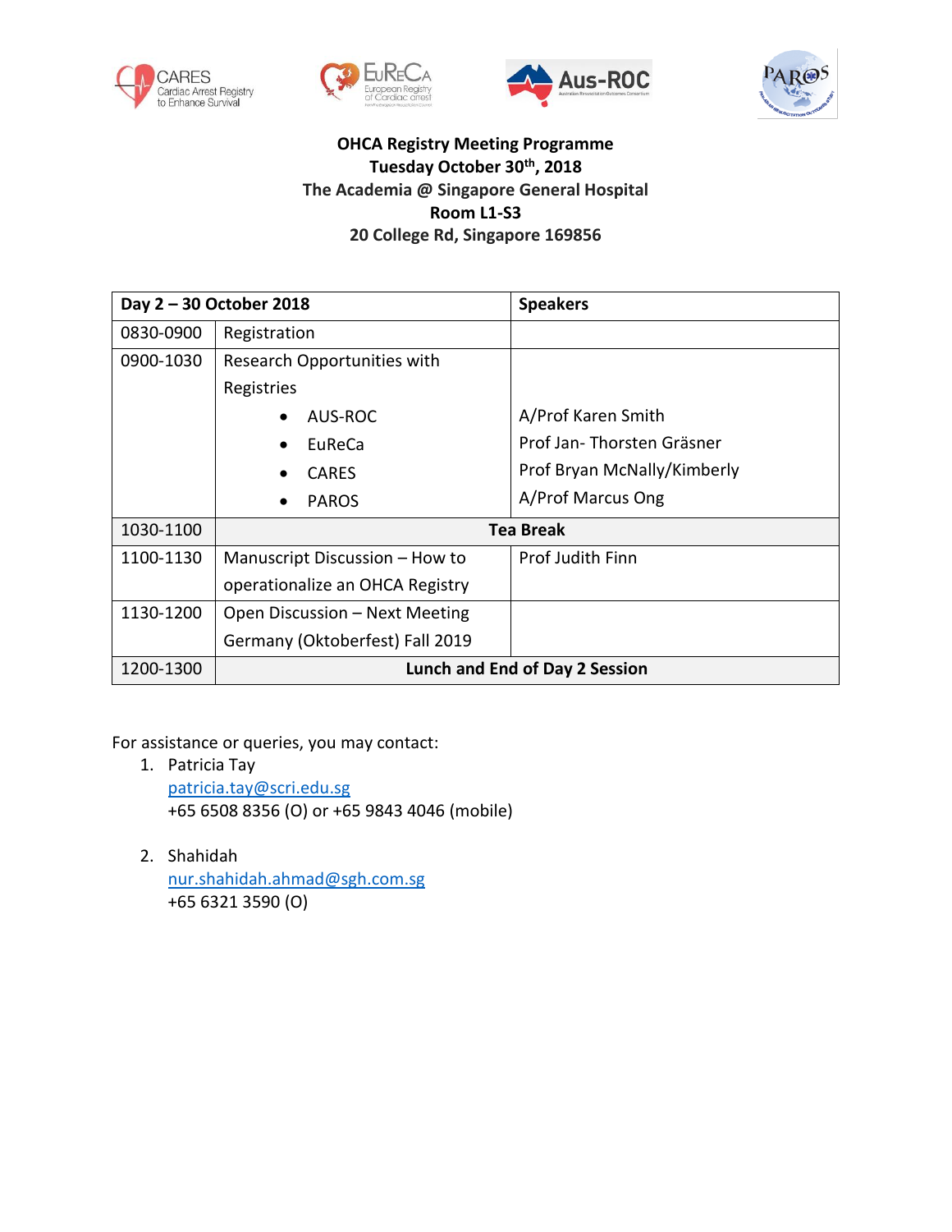**OHCA Registry Meeting Programme**
**Tuesday October 30th, 2018**
**The Academia @ Singapore General Hospital**
**Room L1-S3**
**20 College Rd, Singapore 169856**

| **Day 2 – 30 October 2018** | | **Speakers** |
|---|---|---|
| 0830-0900 | Registration | |
| 0900-1030 | Research Opportunities with Registries<br>• AUS-ROC<br>• EuReCa<br>• CARES<br>• PAROS | <br>A/Prof Karen Smith<br>Prof Jan- Thorsten Gräsner<br>Prof Bryan McNally/Kimberly<br>A/Prof Marcus Ong |
| 1030-1100 | **Tea Break** | |
| 1100-1130 | Manuscript Discussion – How to operationalize an OHCA Registry | Prof Judith Finn |
| 1130-1200 | Open Discussion – Next Meeting Germany (Oktoberfest) Fall 2019 | |
| 1200-1300 | **Lunch and End of Day 2 Session** | |

For assistance or queries, you may contact:

1. Patricia Tay
   patricia.tay@scri.edu.sg
   +65 6508 8356 (O) or +65 9843 4046 (mobile)

2. Shahidah
   nur.shahidah.ahmad@sgh.com.sg
   +65 6321 3590 (O)